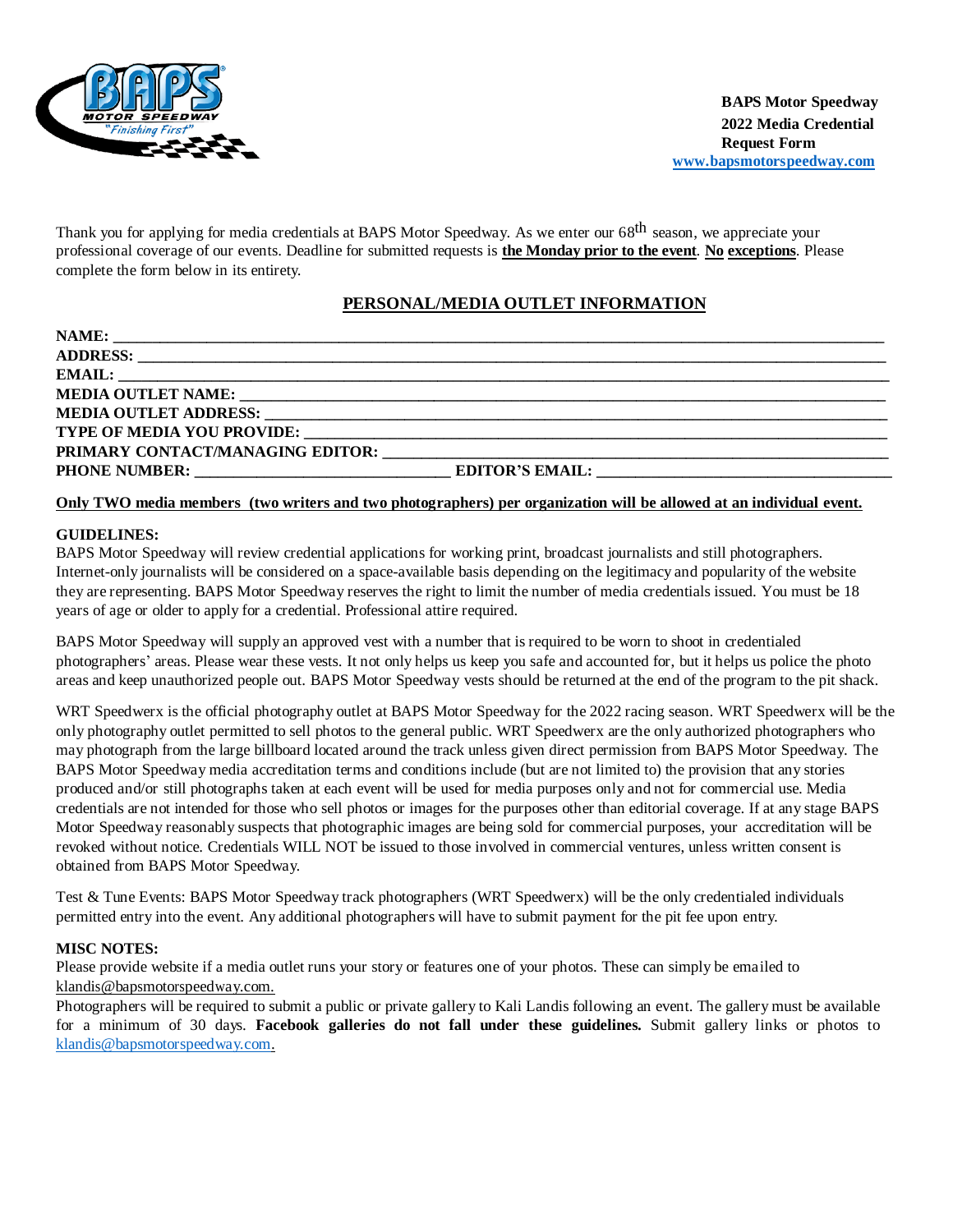**BAPS Motor Speedway**
**2022 Media Credential Request Form**
**www.bapsmotorspeedway.com**

Thank you for applying for media credentials at BAPS Motor Speedway. As we enter our 68th season, we appreciate your professional coverage of our events. Deadline for submitted requests is **the Monday prior to the event**. **No exceptions**. Please complete the form below in its entirety.

## PERSONAL/MEDIA OUTLET INFORMATION

**NAME:** ________________________________________________

**ADDRESS:** ________________________________________________

**EMAIL:** ________________________________________________

**MEDIA OUTLET NAME:** ________________________________________

**MEDIA OUTLET ADDRESS:** ______________________________________

**TYPE OF MEDIA YOU PROVIDE:** ___________________________________

**PRIMARY CONTACT/MANAGING EDITOR:** ______________________________

**PHONE NUMBER:** ____________________ **EDITOR'S EMAIL:** ____________________

**Only TWO media members (two writers and two photographers) per organization will be allowed at an individual event.**

**GUIDELINES:**
BAPS Motor Speedway will review credential applications for working print, broadcast journalists and still photographers. Internet-only journalists will be considered on a space-available basis depending on the legitimacy and popularity of the website they are representing. BAPS Motor Speedway reserves the right to limit the number of media credentials issued. You must be 18 years of age or older to apply for a credential. Professional attire required.

BAPS Motor Speedway will supply an approved vest with a number that is required to be worn to shoot in credentialed photographers' areas. Please wear these vests. It not only helps us keep you safe and accounted for, but it helps us police the photo areas and keep unauthorized people out. BAPS Motor Speedway vests should be returned at the end of the program to the pit shack.

WRT Speedwerx is the official photography outlet at BAPS Motor Speedway for the 2022 racing season. WRT Speedwerx will be the only photography outlet permitted to sell photos to the general public. WRT Speedwerx are the only authorized photographers who may photograph from the large billboard located around the track unless given direct permission from BAPS Motor Speedway. The BAPS Motor Speedway media accreditation terms and conditions include (but are not limited to) the provision that any stories produced and/or still photographs taken at each event will be used for media purposes only and not for commercial use. Media credentials are not intended for those who sell photos or images for the purposes other than editorial coverage. If at any stage BAPS Motor Speedway reasonably suspects that photographic images are being sold for commercial purposes, your accreditation will be revoked without notice. Credentials WILL NOT be issued to those involved in commercial ventures, unless written consent is obtained from BAPS Motor Speedway.

Test & Tune Events: BAPS Motor Speedway track photographers (WRT Speedwerx) will be the only credentialed individuals permitted entry into the event. Any additional photographers will have to submit payment for the pit fee upon entry.

**MISC NOTES:**
Please provide website if a media outlet runs your story or features one of your photos. These can simply be emailed to klandis@bapsmotorspeedway.com.
Photographers will be required to submit a public or private gallery to Kali Landis following an event. The gallery must be available for a minimum of 30 days. **Facebook galleries do not fall under these guidelines.** Submit gallery links or photos to klandis@bapsmotorspeedway.com.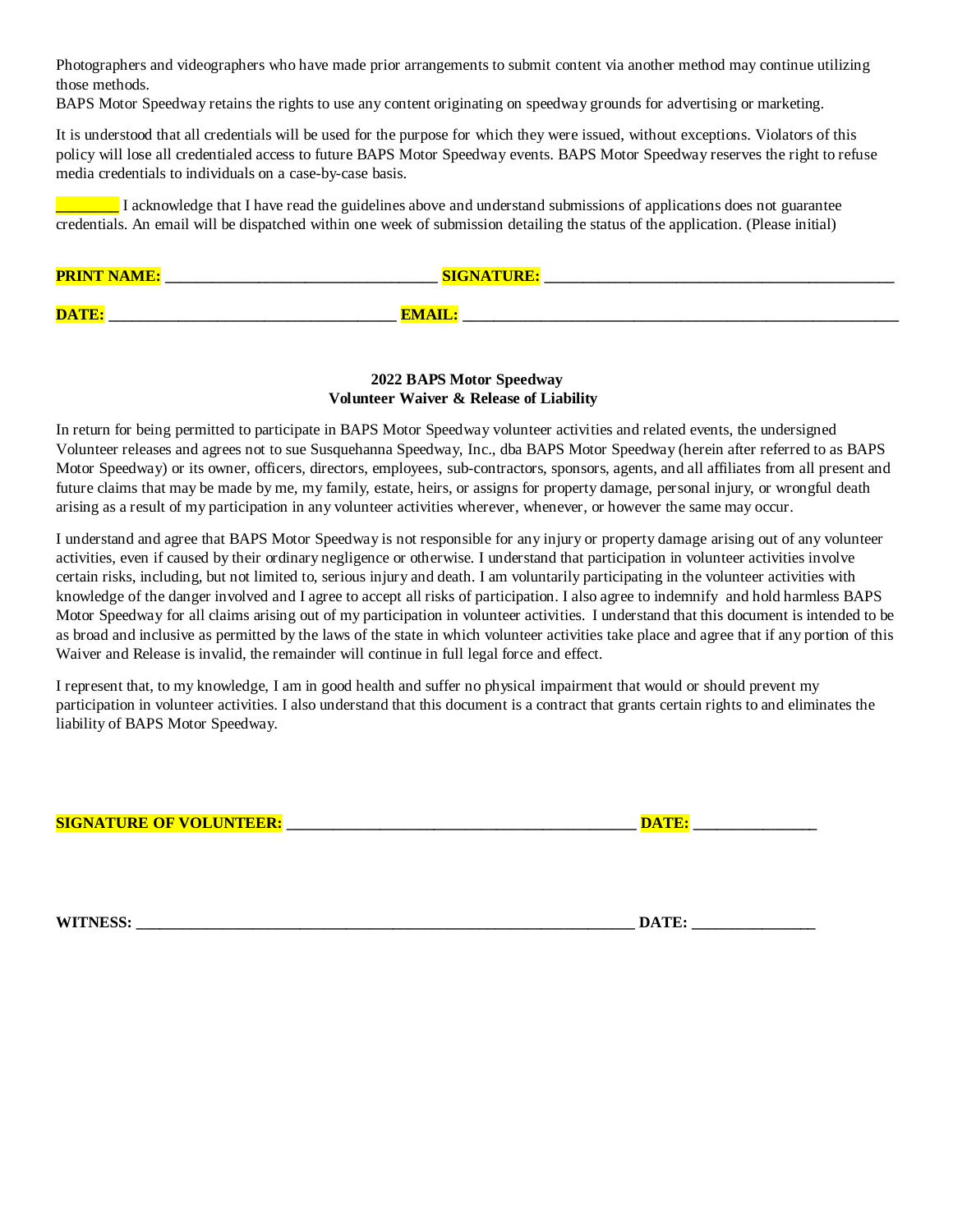Photographers and videographers who have made prior arrangements to submit content via another method may continue utilizing those methods.
BAPS Motor Speedway retains the rights to use any content originating on speedway grounds for advertising or marketing.

It is understood that all credentials will be used for the purpose for which they were issued, without exceptions. Violators of this policy will lose all credentialed access to future BAPS Motor Speedway events. BAPS Motor Speedway reserves the right to refuse media credentials to individuals on a case-by-case basis.

**________** I acknowledge that I have read the guidelines above and understand submissions of applications does not guarantee credentials. An email will be dispatched within one week of submission detailing the status of the application. (Please initial)

**PRINT NAME: __________________________________ SIGNATURE: ____________________________________________**

**DATE: ____________________________________ EMAIL: ________________________________________________________**

**2022 BAPS Motor Speedway**
**Volunteer Waiver & Release of Liability**

In return for being permitted to participate in BAPS Motor Speedway volunteer activities and related events, the undersigned Volunteer releases and agrees not to sue Susquehanna Speedway, Inc., dba BAPS Motor Speedway (herein after referred to as BAPS Motor Speedway) or its owner, officers, directors, employees, sub-contractors, sponsors, agents, and all affiliates from all present and future claims that may be made by me, my family, estate, heirs, or assigns for property damage, personal injury, or wrongful death arising as a result of my participation in any volunteer activities wherever, whenever, or however the same may occur.

I understand and agree that BAPS Motor Speedway is not responsible for any injury or property damage arising out of any volunteer activities, even if caused by their ordinary negligence or otherwise. I understand that participation in volunteer activities involve certain risks, including, but not limited to, serious injury and death. I am voluntarily participating in the volunteer activities with knowledge of the danger involved and I agree to accept all risks of participation. I also agree to indemnify and hold harmless BAPS Motor Speedway for all claims arising out of my participation in volunteer activities. I understand that this document is intended to be as broad and inclusive as permitted by the laws of the state in which volunteer activities take place and agree that if any portion of this Waiver and Release is invalid, the remainder will continue in full legal force and effect.

I represent that, to my knowledge, I am in good health and suffer no physical impairment that would or should prevent my participation in volunteer activities. I also understand that this document is a contract that grants certain rights to and eliminates the liability of BAPS Motor Speedway.

**SIGNATURE OF VOLUNTEER: ____________________________________________ DATE: ________________**

**WITNESS: ________________________________________________________________ DATE: ________________**